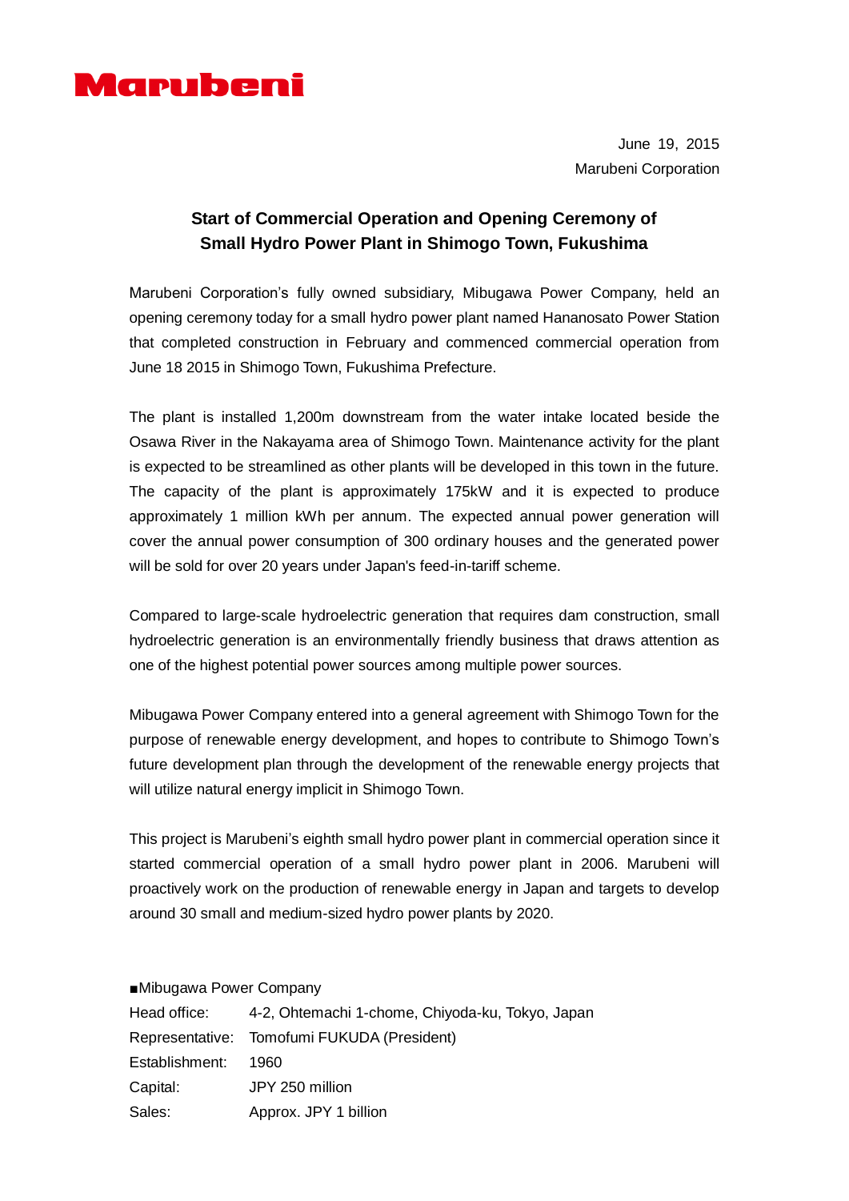Marubeni

June 19, 2015
Marubeni Corporation

# Start of Commercial Operation and Opening Ceremony of Small Hydro Power Plant in Shimogo Town, Fukushima

Marubeni Corporation's fully owned subsidiary, Mibugawa Power Company, held an opening ceremony today for a small hydro power plant named Hananosato Power Station that completed construction in February and commenced commercial operation from June 18 2015 in Shimogo Town, Fukushima Prefecture.

The plant is installed 1,200m downstream from the water intake located beside the Osawa River in the Nakayama area of Shimogo Town. Maintenance activity for the plant is expected to be streamlined as other plants will be developed in this town in the future. The capacity of the plant is approximately 175kW and it is expected to produce approximately 1 million kWh per annum. The expected annual power generation will cover the annual power consumption of 300 ordinary houses and the generated power will be sold for over 20 years under Japan's feed-in-tariff scheme.

Compared to large-scale hydroelectric generation that requires dam construction, small hydroelectric generation is an environmentally friendly business that draws attention as one of the highest potential power sources among multiple power sources.

Mibugawa Power Company entered into a general agreement with Shimogo Town for the purpose of renewable energy development, and hopes to contribute to Shimogo Town's future development plan through the development of the renewable energy projects that will utilize natural energy implicit in Shimogo Town.

This project is Marubeni's eighth small hydro power plant in commercial operation since it started commercial operation of a small hydro power plant in 2006. Marubeni will proactively work on the production of renewable energy in Japan and targets to develop around 30 small and medium-sized hydro power plants by 2020.

■Mibugawa Power Company

| | |
|---|---|
| Head office: | 4-2, Ohtemachi 1-chome, Chiyoda-ku, Tokyo, Japan |
| Representative: | Tomofumi FUKUDA (President) |
| Establishment: | 1960 |
| Capital: | JPY 250 million |
| Sales: | Approx. JPY 1 billion |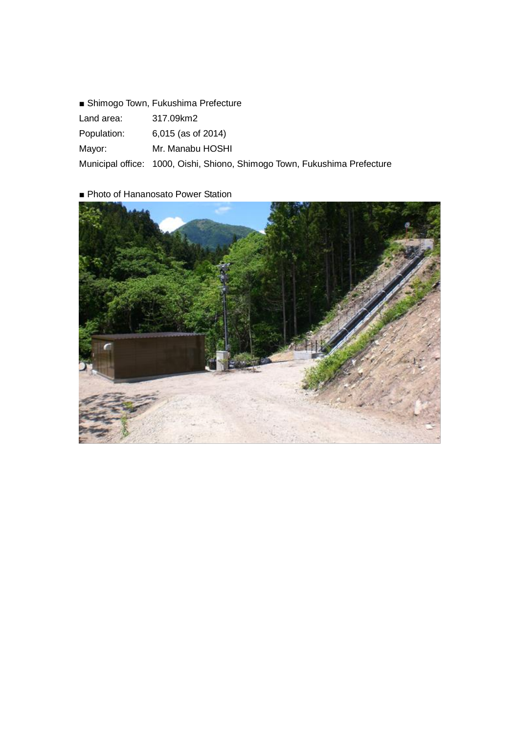■ Shimogo Town, Fukushima Prefecture

| | |
|---|---|
| Land area: | 317.09km2 |
| Population: | 6,015 (as of 2014) |
| Mayor: | Mr. Manabu HOSHI |
| Municipal office: | 1000, Oishi, Shiono, Shimogo Town, Fukushima Prefecture |

■ Photo of Hananosato Power Station